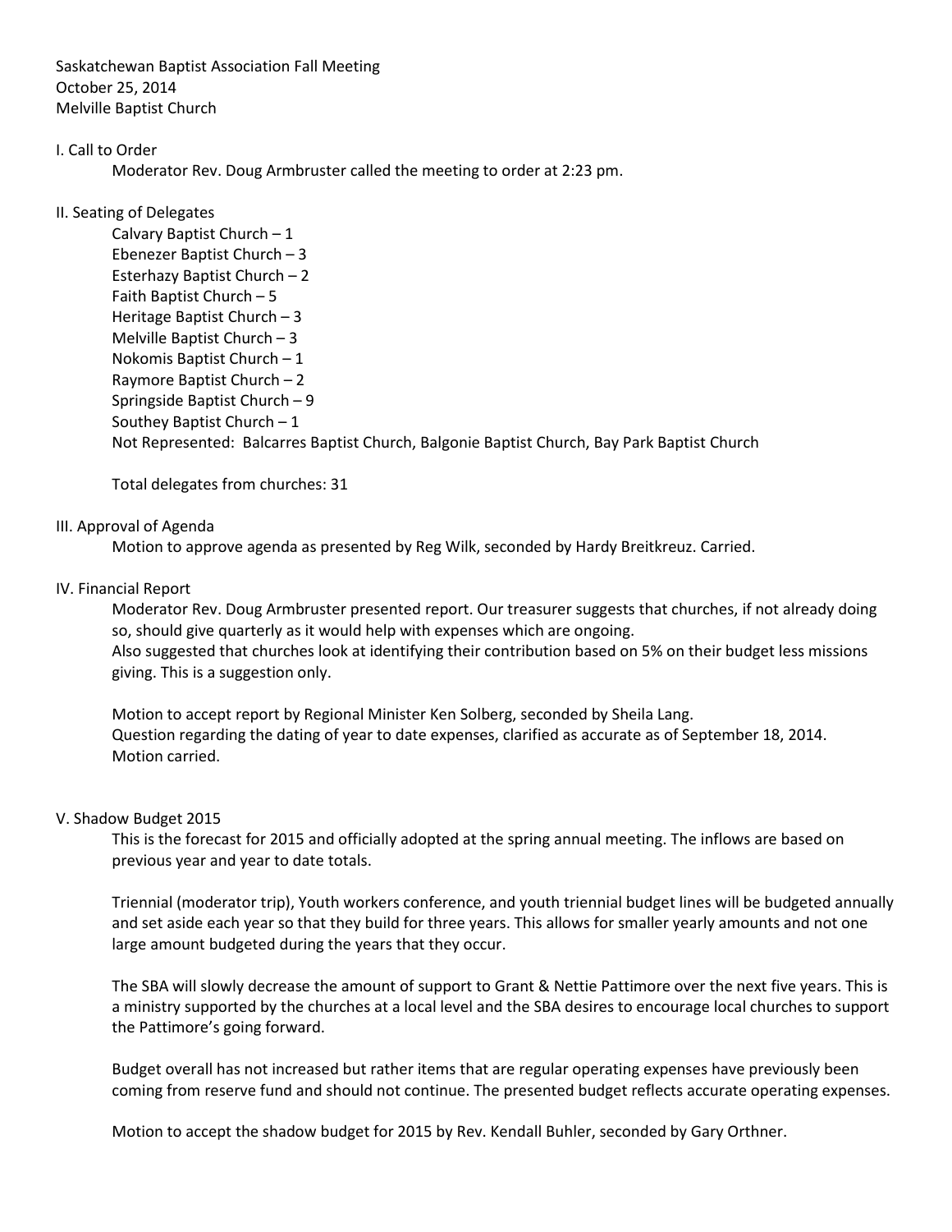Saskatchewan Baptist Association Fall Meeting
October 25, 2014
Melville Baptist Church

## I. Call to Order

Moderator Rev. Doug Armbruster called the meeting to order at 2:23 pm.

## II. Seating of Delegates

Calvary Baptist Church – 1
Ebenezer Baptist Church – 3
Esterhazy Baptist Church – 2
Faith Baptist Church – 5
Heritage Baptist Church – 3
Melville Baptist Church – 3
Nokomis Baptist Church – 1
Raymore Baptist Church – 2
Springside Baptist Church – 9
Southey Baptist Church – 1
Not Represented: Balcarres Baptist Church, Balgonie Baptist Church, Bay Park Baptist Church

Total delegates from churches: 31

## III. Approval of Agenda

Motion to approve agenda as presented by Reg Wilk, seconded by Hardy Breitkreuz. Carried.

## IV. Financial Report

Moderator Rev. Doug Armbruster presented report. Our treasurer suggests that churches, if not already doing so, should give quarterly as it would help with expenses which are ongoing.
Also suggested that churches look at identifying their contribution based on 5% on their budget less missions giving. This is a suggestion only.

Motion to accept report by Regional Minister Ken Solberg, seconded by Sheila Lang.
Question regarding the dating of year to date expenses, clarified as accurate as of September 18, 2014.
Motion carried.

## V. Shadow Budget 2015

This is the forecast for 2015 and officially adopted at the spring annual meeting. The inflows are based on previous year and year to date totals.

Triennial (moderator trip), Youth workers conference, and youth triennial budget lines will be budgeted annually and set aside each year so that they build for three years. This allows for smaller yearly amounts and not one large amount budgeted during the years that they occur.

The SBA will slowly decrease the amount of support to Grant & Nettie Pattimore over the next five years. This is a ministry supported by the churches at a local level and the SBA desires to encourage local churches to support the Pattimore's going forward.

Budget overall has not increased but rather items that are regular operating expenses have previously been coming from reserve fund and should not continue. The presented budget reflects accurate operating expenses.

Motion to accept the shadow budget for 2015 by Rev. Kendall Buhler, seconded by Gary Orthner.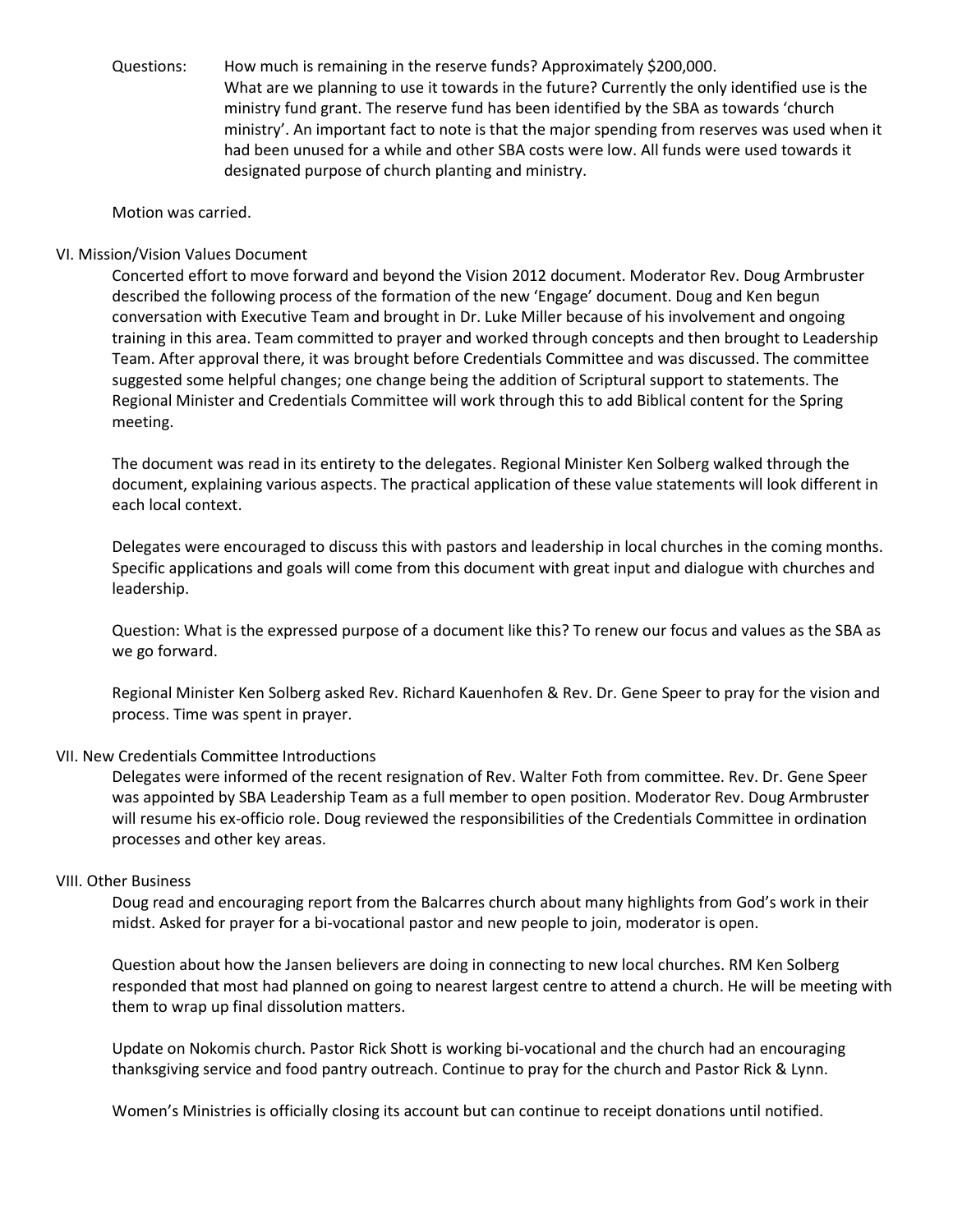Questions: How much is remaining in the reserve funds? Approximately $200,000.
What are we planning to use it towards in the future? Currently the only identified use is the ministry fund grant. The reserve fund has been identified by the SBA as towards 'church ministry'. An important fact to note is that the major spending from reserves was used when it had been unused for a while and other SBA costs were low. All funds were used towards it designated purpose of church planting and ministry.

Motion was carried.

## VI. Mission/Vision Values Document

Concerted effort to move forward and beyond the Vision 2012 document. Moderator Rev. Doug Armbruster described the following process of the formation of the new 'Engage' document. Doug and Ken begun conversation with Executive Team and brought in Dr. Luke Miller because of his involvement and ongoing training in this area. Team committed to prayer and worked through concepts and then brought to Leadership Team. After approval there, it was brought before Credentials Committee and was discussed. The committee suggested some helpful changes; one change being the addition of Scriptural support to statements. The Regional Minister and Credentials Committee will work through this to add Biblical content for the Spring meeting.

The document was read in its entirety to the delegates. Regional Minister Ken Solberg walked through the document, explaining various aspects. The practical application of these value statements will look different in each local context.

Delegates were encouraged to discuss this with pastors and leadership in local churches in the coming months. Specific applications and goals will come from this document with great input and dialogue with churches and leadership.

Question: What is the expressed purpose of a document like this? To renew our focus and values as the SBA as we go forward.

Regional Minister Ken Solberg asked Rev. Richard Kauenhofen & Rev. Dr. Gene Speer to pray for the vision and process. Time was spent in prayer.

## VII. New Credentials Committee Introductions

Delegates were informed of the recent resignation of Rev. Walter Foth from committee. Rev. Dr. Gene Speer was appointed by SBA Leadership Team as a full member to open position. Moderator Rev. Doug Armbruster will resume his ex-officio role. Doug reviewed the responsibilities of the Credentials Committee in ordination processes and other key areas.

## VIII. Other Business

Doug read and encouraging report from the Balcarres church about many highlights from God's work in their midst. Asked for prayer for a bi-vocational pastor and new people to join, moderator is open.

Question about how the Jansen believers are doing in connecting to new local churches. RM Ken Solberg responded that most had planned on going to nearest largest centre to attend a church. He will be meeting with them to wrap up final dissolution matters.

Update on Nokomis church. Pastor Rick Shott is working bi-vocational and the church had an encouraging thanksgiving service and food pantry outreach. Continue to pray for the church and Pastor Rick & Lynn.

Women's Ministries is officially closing its account but can continue to receipt donations until notified.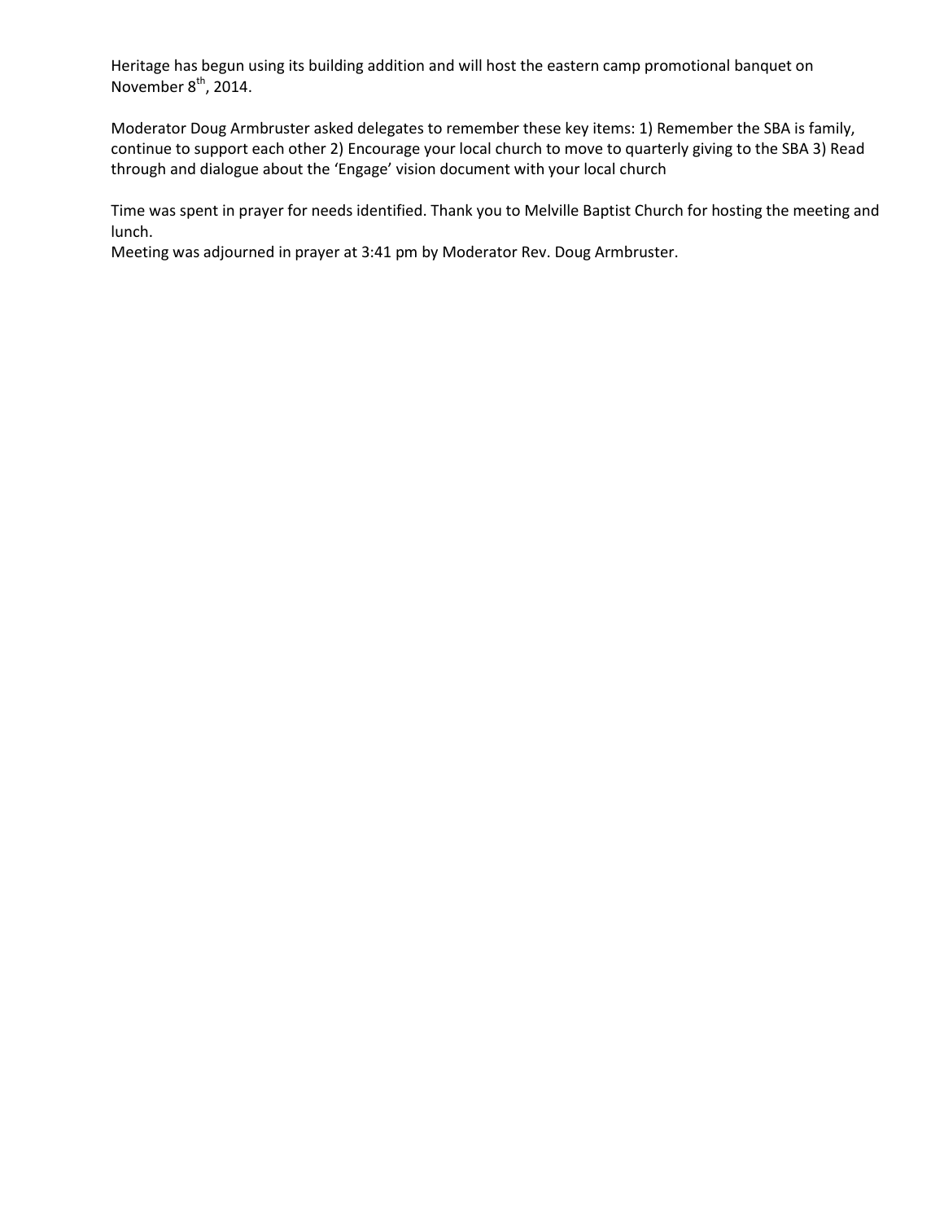Heritage has begun using its building addition and will host the eastern camp promotional banquet on November 8th, 2014.

Moderator Doug Armbruster asked delegates to remember these key items: 1) Remember the SBA is family, continue to support each other 2) Encourage your local church to move to quarterly giving to the SBA 3) Read through and dialogue about the 'Engage' vision document with your local church

Time was spent in prayer for needs identified. Thank you to Melville Baptist Church for hosting the meeting and lunch.
Meeting was adjourned in prayer at 3:41 pm by Moderator Rev. Doug Armbruster.